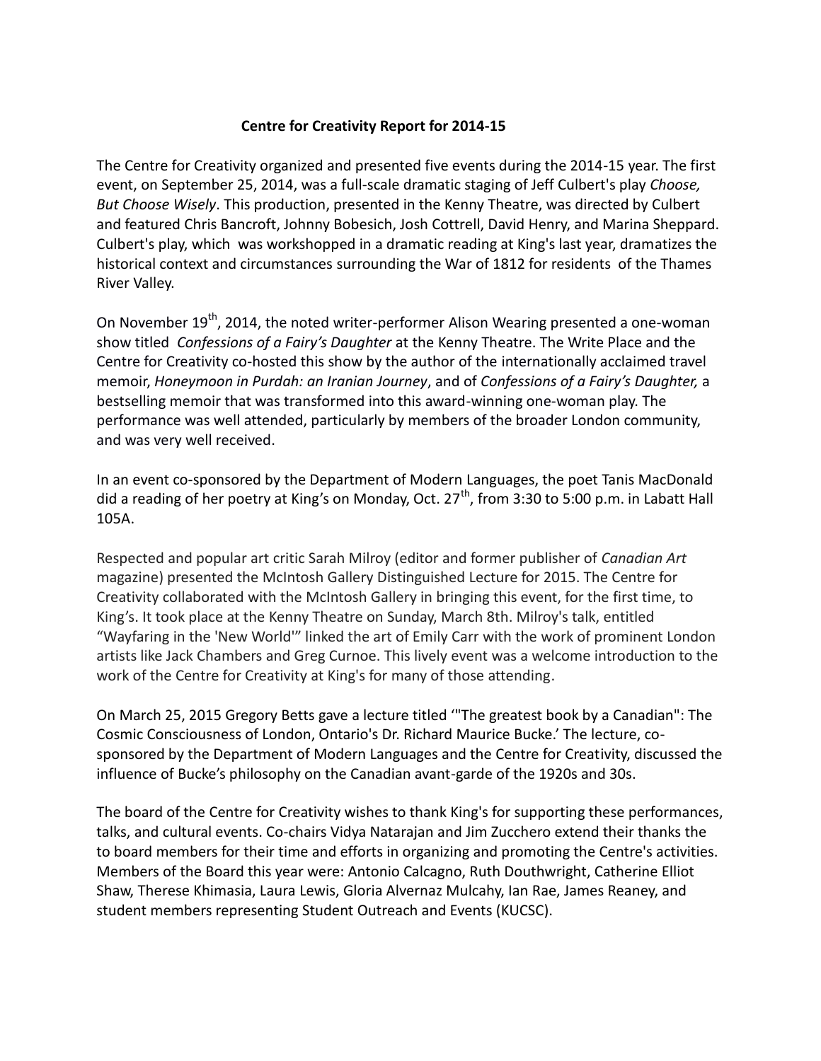**Centre for Creativity Report for 2014-15**

The Centre for Creativity organized and presented five events during the 2014-15 year. The first event, on September 25, 2014, was a full-scale dramatic staging of Jeff Culbert's play *Choose, But Choose Wisely*. This production, presented in the Kenny Theatre, was directed by Culbert and featured Chris Bancroft, Johnny Bobesich, Josh Cottrell, David Henry, and Marina Sheppard. Culbert's play, which was workshopped in a dramatic reading at King's last year, dramatizes the historical context and circumstances surrounding the War of 1812 for residents of the Thames River Valley.

On November 19th, 2014, the noted writer-performer Alison Wearing presented a one-woman show titled *Confessions of a Fairy's Daughter* at the Kenny Theatre. The Write Place and the Centre for Creativity co-hosted this show by the author of the internationally acclaimed travel memoir, *Honeymoon in Purdah: an Iranian Journey*, and of *Confessions of a Fairy's Daughter,* a bestselling memoir that was transformed into this award-winning one-woman play. The performance was well attended, particularly by members of the broader London community, and was very well received.

In an event co-sponsored by the Department of Modern Languages, the poet Tanis MacDonald did a reading of her poetry at King's on Monday, Oct. 27th, from 3:30 to 5:00 p.m. in Labatt Hall 105A.

Respected and popular art critic Sarah Milroy (editor and former publisher of *Canadian Art* magazine) presented the McIntosh Gallery Distinguished Lecture for 2015. The Centre for Creativity collaborated with the McIntosh Gallery in bringing this event, for the first time, to King's. It took place at the Kenny Theatre on Sunday, March 8th. Milroy's talk, entitled "Wayfaring in the 'New World'" linked the art of Emily Carr with the work of prominent London artists like Jack Chambers and Greg Curnoe. This lively event was a welcome introduction to the work of the Centre for Creativity at King's for many of those attending.

On March 25, 2015 Gregory Betts gave a lecture titled '"The greatest book by a Canadian": The Cosmic Consciousness of London, Ontario's Dr. Richard Maurice Bucke.' The lecture, co-sponsored by the Department of Modern Languages and the Centre for Creativity, discussed the influence of Bucke's philosophy on the Canadian avant-garde of the 1920s and 30s.

The board of the Centre for Creativity wishes to thank King's for supporting these performances, talks, and cultural events. Co-chairs Vidya Natarajan and Jim Zucchero extend their thanks the to board members for their time and efforts in organizing and promoting the Centre's activities. Members of the Board this year were: Antonio Calcagno, Ruth Douthwright, Catherine Elliot Shaw, Therese Khimasia, Laura Lewis, Gloria Alvernaz Mulcahy, Ian Rae, James Reaney, and student members representing Student Outreach and Events (KUCSC).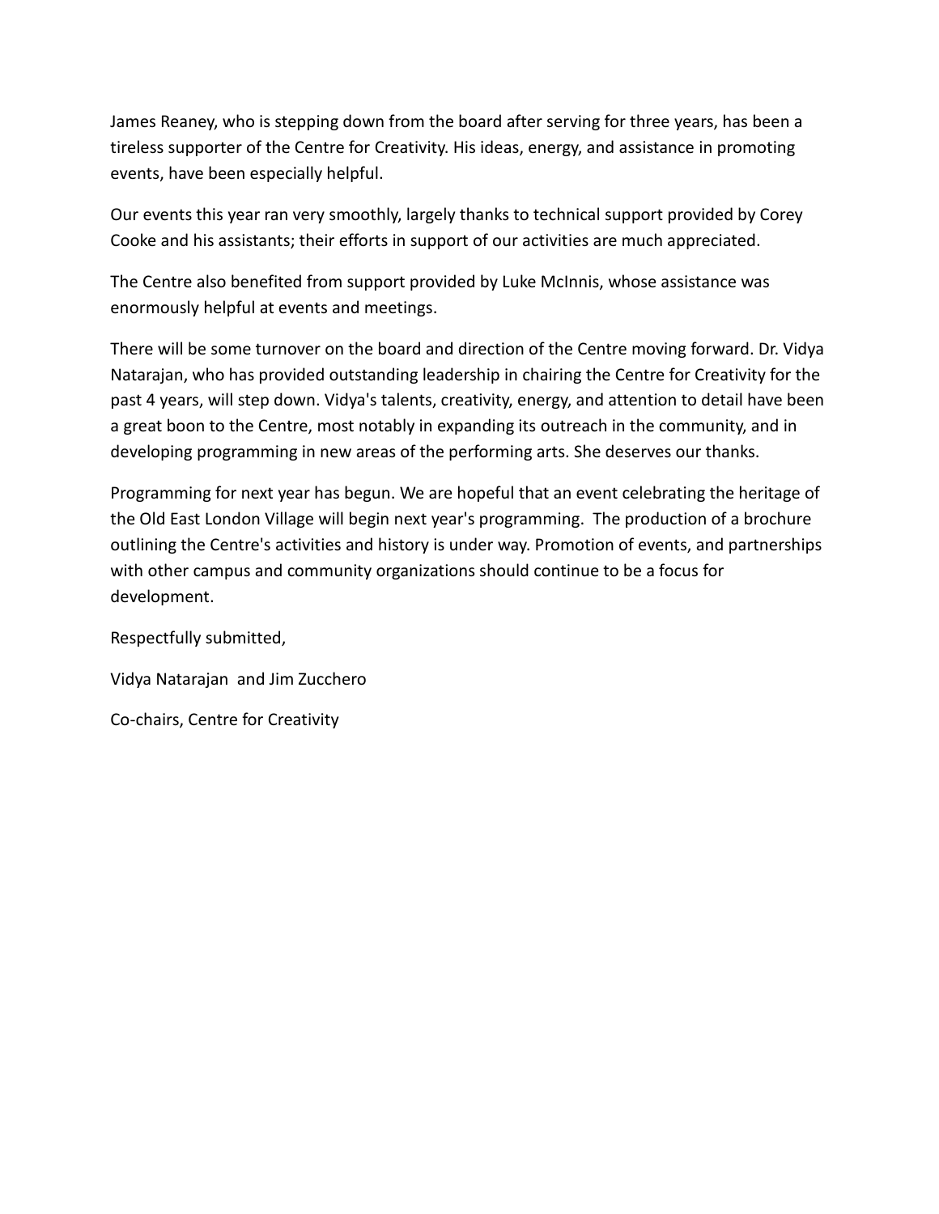James Reaney, who is stepping down from the board after serving for three years, has been a tireless supporter of the Centre for Creativity. His ideas, energy, and assistance in promoting events, have been especially helpful.

Our events this year ran very smoothly, largely thanks to technical support provided by Corey Cooke and his assistants; their efforts in support of our activities are much appreciated.

The Centre also benefited from support provided by Luke McInnis, whose assistance was enormously helpful at events and meetings.

There will be some turnover on the board and direction of the Centre moving forward. Dr. Vidya Natarajan, who has provided outstanding leadership in chairing the Centre for Creativity for the past 4 years, will step down. Vidya's talents, creativity, energy, and attention to detail have been a great boon to the Centre, most notably in expanding its outreach in the community, and in developing programming in new areas of the performing arts. She deserves our thanks.

Programming for next year has begun. We are hopeful that an event celebrating the heritage of the Old East London Village will begin next year's programming. The production of a brochure outlining the Centre's activities and history is under way. Promotion of events, and partnerships with other campus and community organizations should continue to be a focus for development.

Respectfully submitted,

Vidya Natarajan and Jim Zucchero

Co-chairs, Centre for Creativity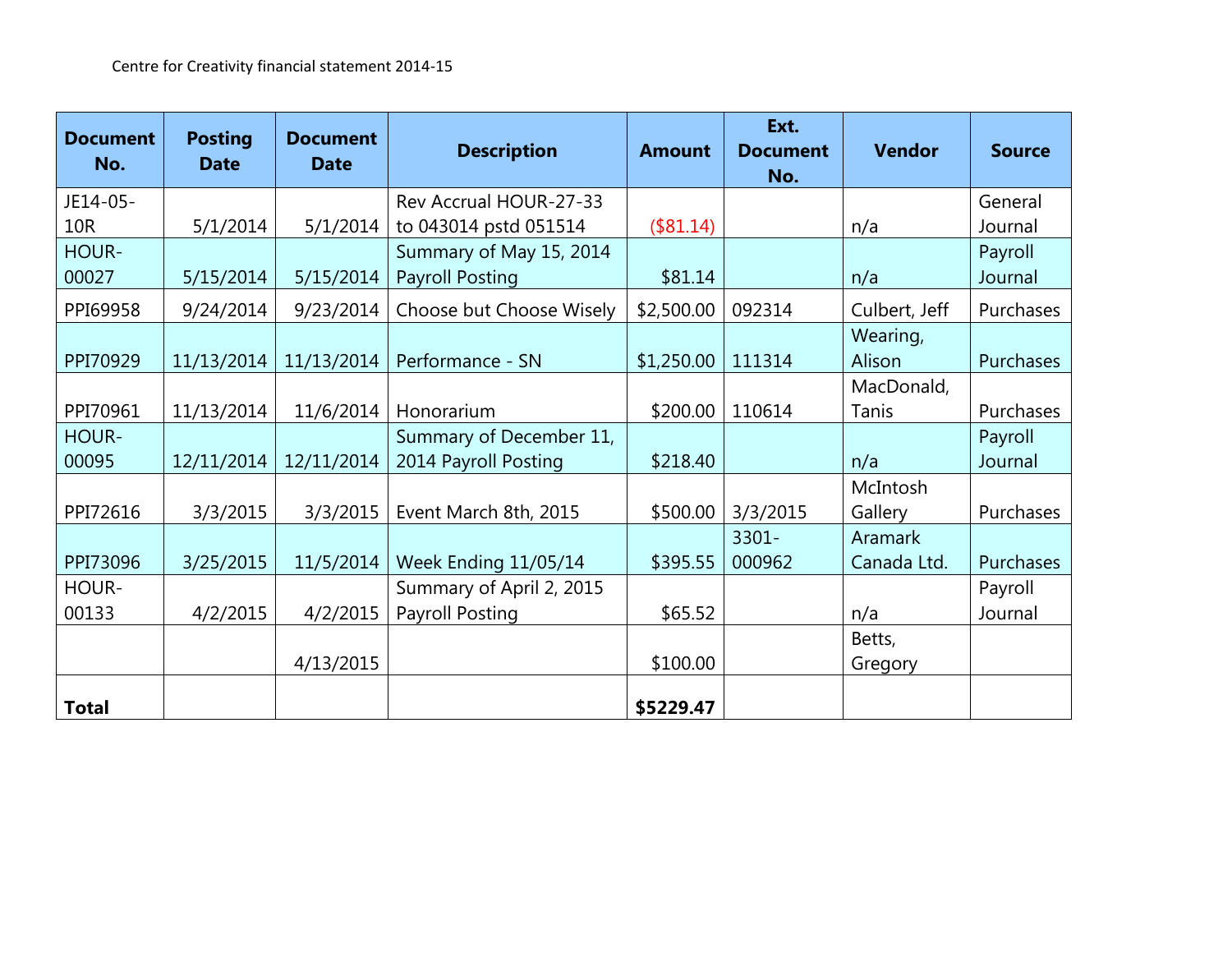Centre for Creativity financial statement 2014-15

| Document No. | Posting Date | Document Date | Description | Amount | Ext. Document No. | Vendor | Source |
|---|---|---|---|---|---|---|---|
| JE14-05-10R | 5/1/2014 | 5/1/2014 | Rev Accrual HOUR-27-33 to 043014 pstd 051514 | ($81.14) | | n/a | General Journal |
| HOUR-00027 | 5/15/2014 | 5/15/2014 | Summary of May 15, 2014 Payroll Posting | $81.14 | | n/a | Payroll Journal |
| PPI69958 | 9/24/2014 | 9/23/2014 | Choose but Choose Wisely | $2,500.00 | 092314 | Culbert, Jeff | Purchases |
| PPI70929 | 11/13/2014 | 11/13/2014 | Performance - SN | $1,250.00 | 111314 | Wearing, Alison | Purchases |
| PPI70961 | 11/13/2014 | 11/6/2014 | Honorarium | $200.00 | 110614 | MacDonald, Tanis | Purchases |
| HOUR-00095 | 12/11/2014 | 12/11/2014 | Summary of December 11, 2014 Payroll Posting | $218.40 | | n/a | Payroll Journal |
| PPI72616 | 3/3/2015 | 3/3/2015 | Event March 8th, 2015 | $500.00 | 3/3/2015 | McIntosh Gallery | Purchases |
| PPI73096 | 3/25/2015 | 11/5/2014 | Week Ending 11/05/14 | $395.55 | 3301-000962 | Aramark Canada Ltd. | Purchases |
| HOUR-00133 | 4/2/2015 | 4/2/2015 | Summary of April 2, 2015 Payroll Posting | $65.52 | | n/a | Payroll Journal |
| | | 4/13/2015 | | $100.00 | | Betts, Gregory | |
| **Total** | | | | **$5229.47** | | | |